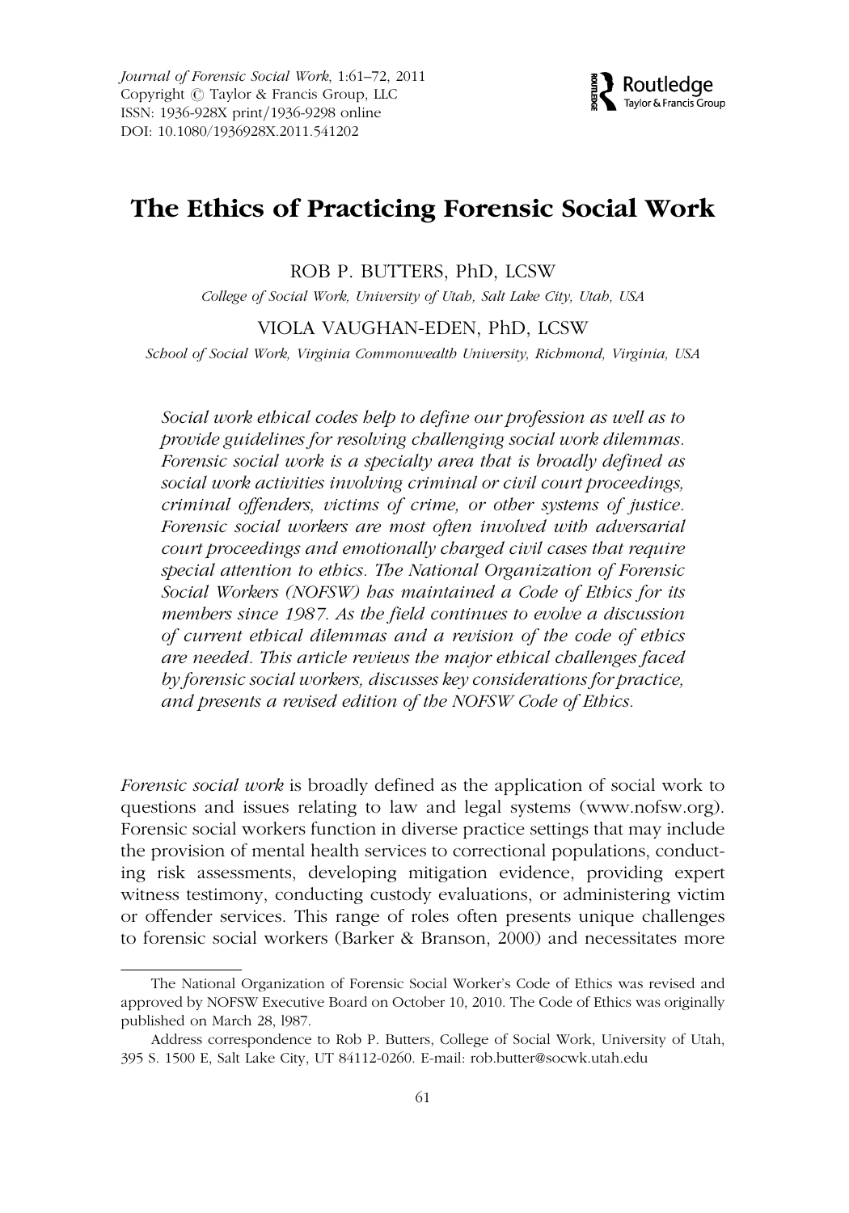# The Ethics of Practicing Forensic Social Work

ROB P. BUTTERS, PhD, LCSW

*College of Social Work, University of Utah, Salt Lake City, Utah, USA*

VIOLA VAUGHAN-EDEN, PhD, LCSW

*School of Social Work, Virginia Commonwealth University, Richmond, Virginia, USA*

*Social work ethical codes help to define our profession as well as to provide guidelines for resolving challenging social work dilemmas. Forensic social work is a specialty area that is broadly defined as social work activities involving criminal or civil court proceedings, criminal offenders, victims of crime, or other systems of justice. Forensic social workers are most often involved with adversarial court proceedings and emotionally charged civil cases that require special attention to ethics. The National Organization of Forensic Social Workers (NOFSW) has maintained a Code of Ethics for its members since 1987. As the field continues to evolve a discussion of current ethical dilemmas and a revision of the code of ethics are needed. This article reviews the major ethical challenges faced by forensic social workers, discusses key considerations for practice, and presents a revised edition of the NOFSW Code of Ethics.*

*Forensic social work* is broadly defined as the application of social work to questions and issues relating to law and legal systems (www.nofsw.org). Forensic social workers function in diverse practice settings that may include the provision of mental health services to correctional populations, conducting risk assessments, developing mitigation evidence, providing expert witness testimony, conducting custody evaluations, or administering victim or offender services. This range of roles often presents unique challenges to forensic social workers (Barker & Branson, 2000) and necessitates more

---

The National Organization of Forensic Social Worker's Code of Ethics was revised and approved by NOFSW Executive Board on October 10, 2010. The Code of Ethics was originally published on March 28, l987.

Address correspondence to Rob P. Butters, College of Social Work, University of Utah, 395 S. 1500 E, Salt Lake City, UT 84112-0260. E-mail: rob.butter@socwk.utah.edu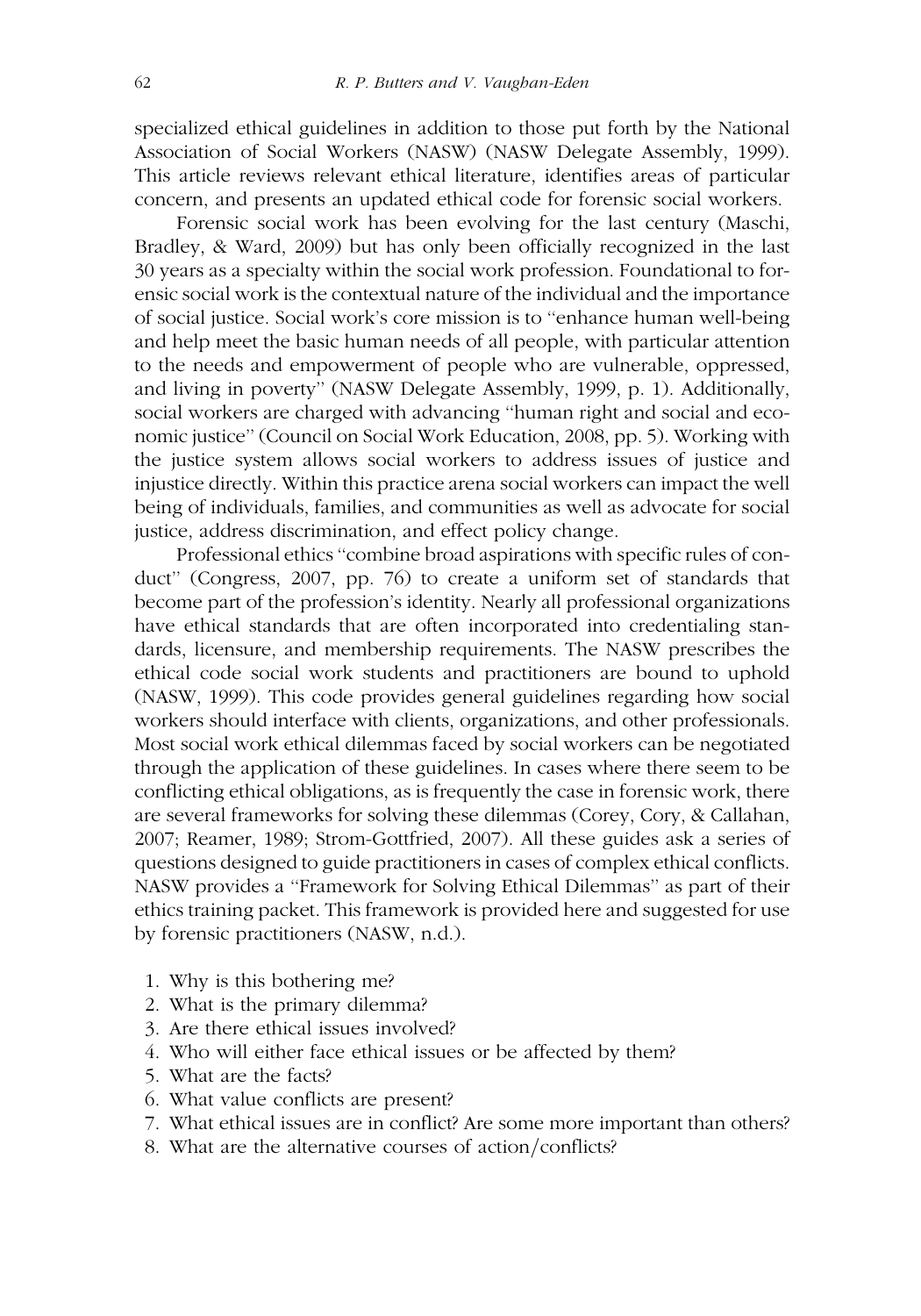specialized ethical guidelines in addition to those put forth by the National Association of Social Workers (NASW) (NASW Delegate Assembly, 1999). This article reviews relevant ethical literature, identifies areas of particular concern, and presents an updated ethical code for forensic social workers.

Forensic social work has been evolving for the last century (Maschi, Bradley, & Ward, 2009) but has only been officially recognized in the last 30 years as a specialty within the social work profession. Foundational to forensic social work is the contextual nature of the individual and the importance of social justice. Social work's core mission is to ''enhance human well-being and help meet the basic human needs of all people, with particular attention to the needs and empowerment of people who are vulnerable, oppressed, and living in poverty'' (NASW Delegate Assembly, 1999, p. 1). Additionally, social workers are charged with advancing ''human right and social and economic justice'' (Council on Social Work Education, 2008, pp. 5). Working with the justice system allows social workers to address issues of justice and injustice directly. Within this practice arena social workers can impact the well being of individuals, families, and communities as well as advocate for social justice, address discrimination, and effect policy change.

Professional ethics ''combine broad aspirations with specific rules of conduct'' (Congress, 2007, pp. 76) to create a uniform set of standards that become part of the profession's identity. Nearly all professional organizations have ethical standards that are often incorporated into credentialing standards, licensure, and membership requirements. The NASW prescribes the ethical code social work students and practitioners are bound to uphold (NASW, 1999). This code provides general guidelines regarding how social workers should interface with clients, organizations, and other professionals. Most social work ethical dilemmas faced by social workers can be negotiated through the application of these guidelines. In cases where there seem to be conflicting ethical obligations, as is frequently the case in forensic work, there are several frameworks for solving these dilemmas (Corey, Cory, & Callahan, 2007; Reamer, 1989; Strom-Gottfried, 2007). All these guides ask a series of questions designed to guide practitioners in cases of complex ethical conflicts. NASW provides a ''Framework for Solving Ethical Dilemmas'' as part of their ethics training packet. This framework is provided here and suggested for use by forensic practitioners (NASW, n.d.).

1. Why is this bothering me?
2. What is the primary dilemma?
3. Are there ethical issues involved?
4. Who will either face ethical issues or be affected by them?
5. What are the facts?
6. What value conflicts are present?
7. What ethical issues are in conflict? Are some more important than others?
8. What are the alternative courses of action/conflicts?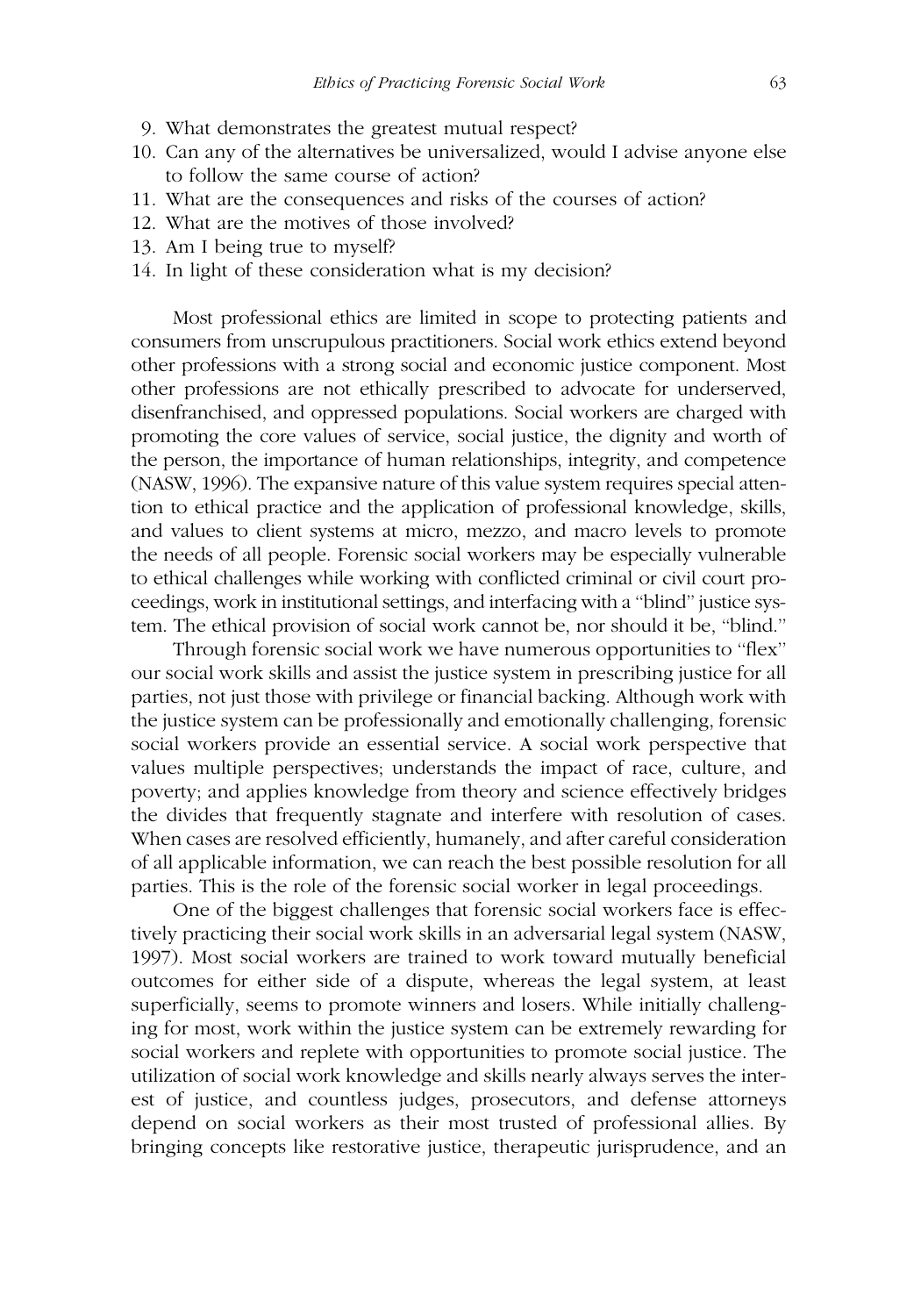9. What demonstrates the greatest mutual respect?
10. Can any of the alternatives be universalized, would I advise anyone else to follow the same course of action?
11. What are the consequences and risks of the courses of action?
12. What are the motives of those involved?
13. Am I being true to myself?
14. In light of these consideration what is my decision?

Most professional ethics are limited in scope to protecting patients and consumers from unscrupulous practitioners. Social work ethics extend beyond other professions with a strong social and economic justice component. Most other professions are not ethically prescribed to advocate for underserved, disenfranchised, and oppressed populations. Social workers are charged with promoting the core values of service, social justice, the dignity and worth of the person, the importance of human relationships, integrity, and competence (NASW, 1996). The expansive nature of this value system requires special attention to ethical practice and the application of professional knowledge, skills, and values to client systems at micro, mezzo, and macro levels to promote the needs of all people. Forensic social workers may be especially vulnerable to ethical challenges while working with conflicted criminal or civil court proceedings, work in institutional settings, and interfacing with a "blind" justice system. The ethical provision of social work cannot be, nor should it be, "blind."

Through forensic social work we have numerous opportunities to "flex" our social work skills and assist the justice system in prescribing justice for all parties, not just those with privilege or financial backing. Although work with the justice system can be professionally and emotionally challenging, forensic social workers provide an essential service. A social work perspective that values multiple perspectives; understands the impact of race, culture, and poverty; and applies knowledge from theory and science effectively bridges the divides that frequently stagnate and interfere with resolution of cases. When cases are resolved efficiently, humanely, and after careful consideration of all applicable information, we can reach the best possible resolution for all parties. This is the role of the forensic social worker in legal proceedings.

One of the biggest challenges that forensic social workers face is effectively practicing their social work skills in an adversarial legal system (NASW, 1997). Most social workers are trained to work toward mutually beneficial outcomes for either side of a dispute, whereas the legal system, at least superficially, seems to promote winners and losers. While initially challenging for most, work within the justice system can be extremely rewarding for social workers and replete with opportunities to promote social justice. The utilization of social work knowledge and skills nearly always serves the interest of justice, and countless judges, prosecutors, and defense attorneys depend on social workers as their most trusted of professional allies. By bringing concepts like restorative justice, therapeutic jurisprudence, and an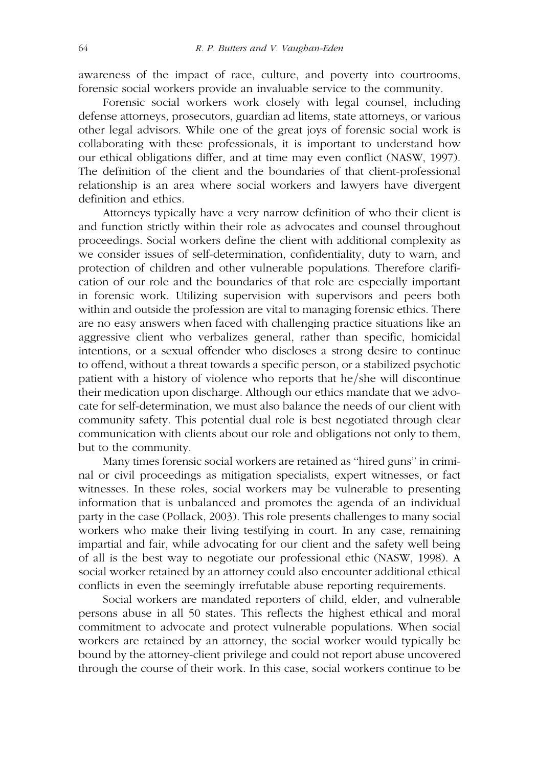awareness of the impact of race, culture, and poverty into courtrooms, forensic social workers provide an invaluable service to the community.

Forensic social workers work closely with legal counsel, including defense attorneys, prosecutors, guardian ad litems, state attorneys, or various other legal advisors. While one of the great joys of forensic social work is collaborating with these professionals, it is important to understand how our ethical obligations differ, and at time may even conflict (NASW, 1997). The definition of the client and the boundaries of that client-professional relationship is an area where social workers and lawyers have divergent definition and ethics.

Attorneys typically have a very narrow definition of who their client is and function strictly within their role as advocates and counsel throughout proceedings. Social workers define the client with additional complexity as we consider issues of self-determination, confidentiality, duty to warn, and protection of children and other vulnerable populations. Therefore clarification of our role and the boundaries of that role are especially important in forensic work. Utilizing supervision with supervisors and peers both within and outside the profession are vital to managing forensic ethics. There are no easy answers when faced with challenging practice situations like an aggressive client who verbalizes general, rather than specific, homicidal intentions, or a sexual offender who discloses a strong desire to continue to offend, without a threat towards a specific person, or a stabilized psychotic patient with a history of violence who reports that he/she will discontinue their medication upon discharge. Although our ethics mandate that we advocate for self-determination, we must also balance the needs of our client with community safety. This potential dual role is best negotiated through clear communication with clients about our role and obligations not only to them, but to the community.

Many times forensic social workers are retained as "hired guns" in criminal or civil proceedings as mitigation specialists, expert witnesses, or fact witnesses. In these roles, social workers may be vulnerable to presenting information that is unbalanced and promotes the agenda of an individual party in the case (Pollack, 2003). This role presents challenges to many social workers who make their living testifying in court. In any case, remaining impartial and fair, while advocating for our client and the safety well being of all is the best way to negotiate our professional ethic (NASW, 1998). A social worker retained by an attorney could also encounter additional ethical conflicts in even the seemingly irrefutable abuse reporting requirements.

Social workers are mandated reporters of child, elder, and vulnerable persons abuse in all 50 states. This reflects the highest ethical and moral commitment to advocate and protect vulnerable populations. When social workers are retained by an attorney, the social worker would typically be bound by the attorney-client privilege and could not report abuse uncovered through the course of their work. In this case, social workers continue to be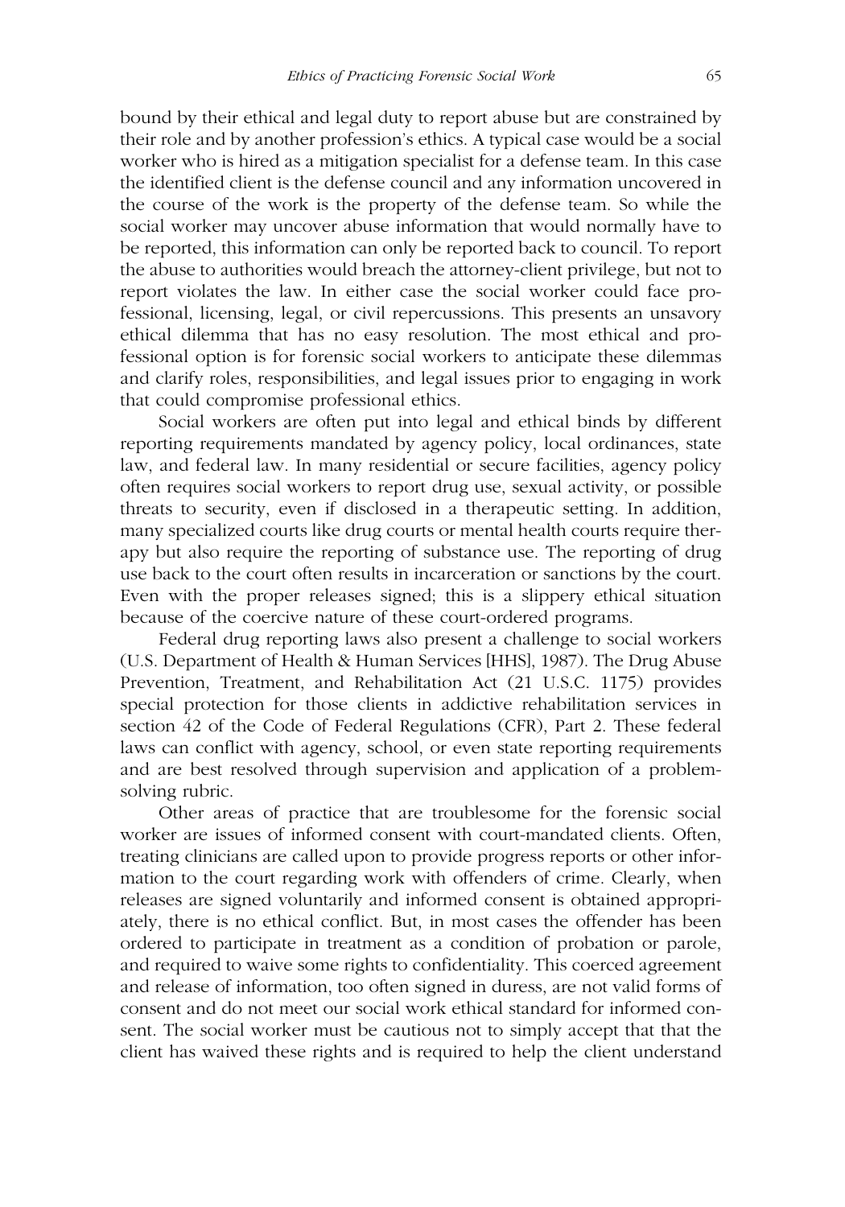bound by their ethical and legal duty to report abuse but are constrained by their role and by another profession's ethics. A typical case would be a social worker who is hired as a mitigation specialist for a defense team. In this case the identified client is the defense council and any information uncovered in the course of the work is the property of the defense team. So while the social worker may uncover abuse information that would normally have to be reported, this information can only be reported back to council. To report the abuse to authorities would breach the attorney-client privilege, but not to report violates the law. In either case the social worker could face professional, licensing, legal, or civil repercussions. This presents an unsavory ethical dilemma that has no easy resolution. The most ethical and professional option is for forensic social workers to anticipate these dilemmas and clarify roles, responsibilities, and legal issues prior to engaging in work that could compromise professional ethics.

Social workers are often put into legal and ethical binds by different reporting requirements mandated by agency policy, local ordinances, state law, and federal law. In many residential or secure facilities, agency policy often requires social workers to report drug use, sexual activity, or possible threats to security, even if disclosed in a therapeutic setting. In addition, many specialized courts like drug courts or mental health courts require therapy but also require the reporting of substance use. The reporting of drug use back to the court often results in incarceration or sanctions by the court. Even with the proper releases signed; this is a slippery ethical situation because of the coercive nature of these court-ordered programs.

Federal drug reporting laws also present a challenge to social workers (U.S. Department of Health & Human Services [HHS], 1987). The Drug Abuse Prevention, Treatment, and Rehabilitation Act (21 U.S.C. 1175) provides special protection for those clients in addictive rehabilitation services in section 42 of the Code of Federal Regulations (CFR), Part 2. These federal laws can conflict with agency, school, or even state reporting requirements and are best resolved through supervision and application of a problem-solving rubric.

Other areas of practice that are troublesome for the forensic social worker are issues of informed consent with court-mandated clients. Often, treating clinicians are called upon to provide progress reports or other information to the court regarding work with offenders of crime. Clearly, when releases are signed voluntarily and informed consent is obtained appropriately, there is no ethical conflict. But, in most cases the offender has been ordered to participate in treatment as a condition of probation or parole, and required to waive some rights to confidentiality. This coerced agreement and release of information, too often signed in duress, are not valid forms of consent and do not meet our social work ethical standard for informed consent. The social worker must be cautious not to simply accept that that the client has waived these rights and is required to help the client understand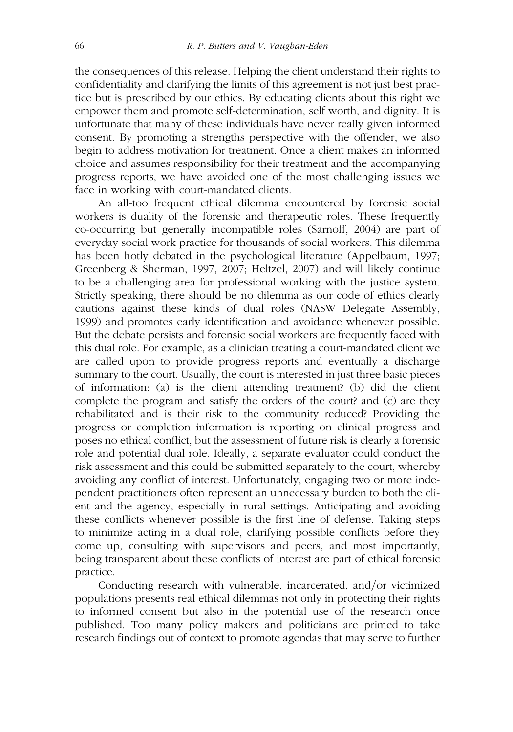the consequences of this release. Helping the client understand their rights to confidentiality and clarifying the limits of this agreement is not just best practice but is prescribed by our ethics. By educating clients about this right we empower them and promote self-determination, self worth, and dignity. It is unfortunate that many of these individuals have never really given informed consent. By promoting a strengths perspective with the offender, we also begin to address motivation for treatment. Once a client makes an informed choice and assumes responsibility for their treatment and the accompanying progress reports, we have avoided one of the most challenging issues we face in working with court-mandated clients.

An all-too frequent ethical dilemma encountered by forensic social workers is duality of the forensic and therapeutic roles. These frequently co-occurring but generally incompatible roles (Sarnoff, 2004) are part of everyday social work practice for thousands of social workers. This dilemma has been hotly debated in the psychological literature (Appelbaum, 1997; Greenberg & Sherman, 1997, 2007; Heltzel, 2007) and will likely continue to be a challenging area for professional working with the justice system. Strictly speaking, there should be no dilemma as our code of ethics clearly cautions against these kinds of dual roles (NASW Delegate Assembly, 1999) and promotes early identification and avoidance whenever possible. But the debate persists and forensic social workers are frequently faced with this dual role. For example, as a clinician treating a court-mandated client we are called upon to provide progress reports and eventually a discharge summary to the court. Usually, the court is interested in just three basic pieces of information: (a) is the client attending treatment? (b) did the client complete the program and satisfy the orders of the court? and (c) are they rehabilitated and is their risk to the community reduced? Providing the progress or completion information is reporting on clinical progress and poses no ethical conflict, but the assessment of future risk is clearly a forensic role and potential dual role. Ideally, a separate evaluator could conduct the risk assessment and this could be submitted separately to the court, whereby avoiding any conflict of interest. Unfortunately, engaging two or more independent practitioners often represent an unnecessary burden to both the client and the agency, especially in rural settings. Anticipating and avoiding these conflicts whenever possible is the first line of defense. Taking steps to minimize acting in a dual role, clarifying possible conflicts before they come up, consulting with supervisors and peers, and most importantly, being transparent about these conflicts of interest are part of ethical forensic practice.

Conducting research with vulnerable, incarcerated, and/or victimized populations presents real ethical dilemmas not only in protecting their rights to informed consent but also in the potential use of the research once published. Too many policy makers and politicians are primed to take research findings out of context to promote agendas that may serve to further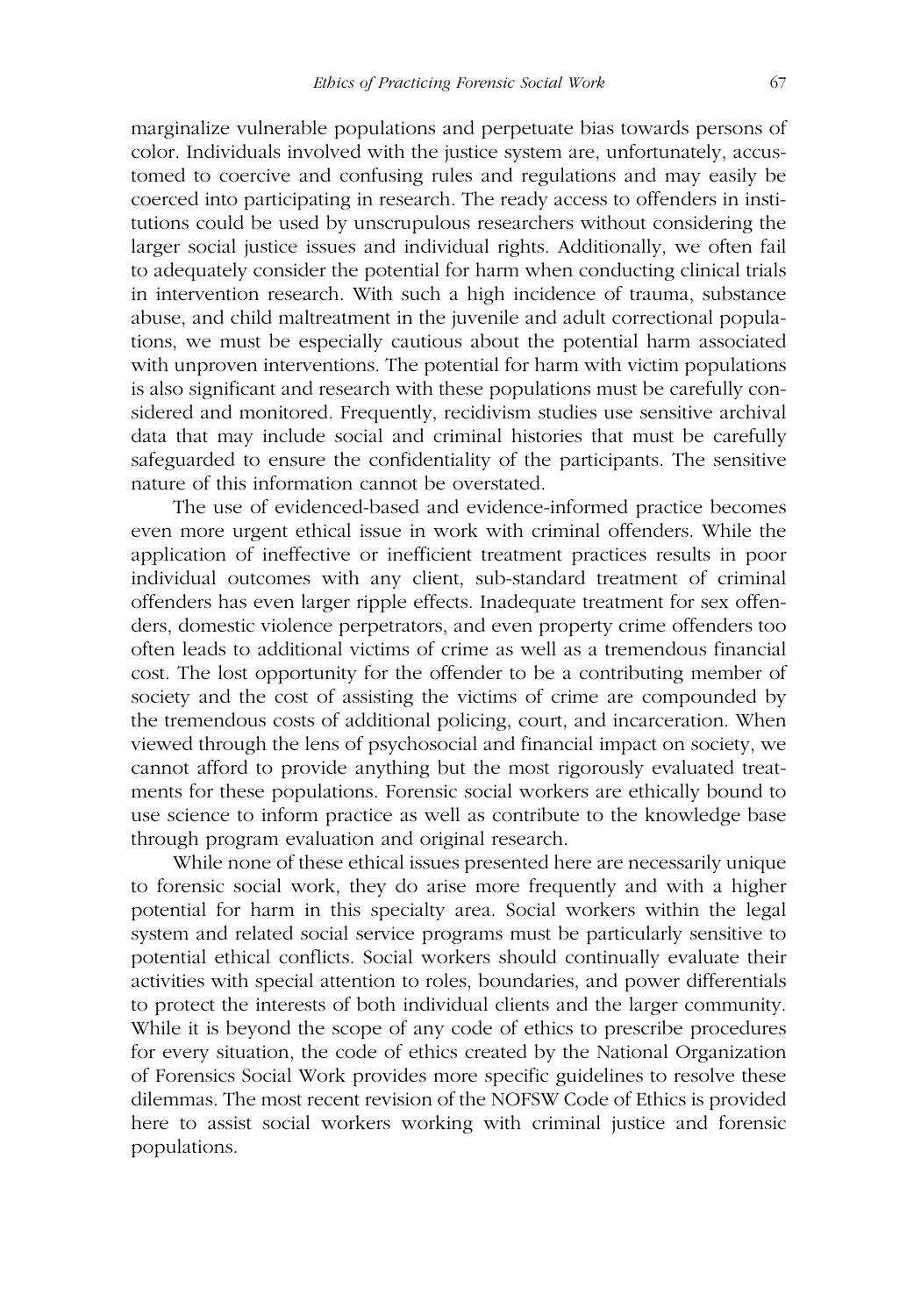marginalize vulnerable populations and perpetuate bias towards persons of color. Individuals involved with the justice system are, unfortunately, accustomed to coercive and confusing rules and regulations and may easily be coerced into participating in research. The ready access to offenders in institutions could be used by unscrupulous researchers without considering the larger social justice issues and individual rights. Additionally, we often fail to adequately consider the potential for harm when conducting clinical trials in intervention research. With such a high incidence of trauma, substance abuse, and child maltreatment in the juvenile and adult correctional populations, we must be especially cautious about the potential harm associated with unproven interventions. The potential for harm with victim populations is also significant and research with these populations must be carefully considered and monitored. Frequently, recidivism studies use sensitive archival data that may include social and criminal histories that must be carefully safeguarded to ensure the confidentiality of the participants. The sensitive nature of this information cannot be overstated.

The use of evidenced-based and evidence-informed practice becomes even more urgent ethical issue in work with criminal offenders. While the application of ineffective or inefficient treatment practices results in poor individual outcomes with any client, sub-standard treatment of criminal offenders has even larger ripple effects. Inadequate treatment for sex offenders, domestic violence perpetrators, and even property crime offenders too often leads to additional victims of crime as well as a tremendous financial cost. The lost opportunity for the offender to be a contributing member of society and the cost of assisting the victims of crime are compounded by the tremendous costs of additional policing, court, and incarceration. When viewed through the lens of psychosocial and financial impact on society, we cannot afford to provide anything but the most rigorously evaluated treatments for these populations. Forensic social workers are ethically bound to use science to inform practice as well as contribute to the knowledge base through program evaluation and original research.

While none of these ethical issues presented here are necessarily unique to forensic social work, they do arise more frequently and with a higher potential for harm in this specialty area. Social workers within the legal system and related social service programs must be particularly sensitive to potential ethical conflicts. Social workers should continually evaluate their activities with special attention to roles, boundaries, and power differentials to protect the interests of both individual clients and the larger community. While it is beyond the scope of any code of ethics to prescribe procedures for every situation, the code of ethics created by the National Organization of Forensics Social Work provides more specific guidelines to resolve these dilemmas. The most recent revision of the NOFSW Code of Ethics is provided here to assist social workers working with criminal justice and forensic populations.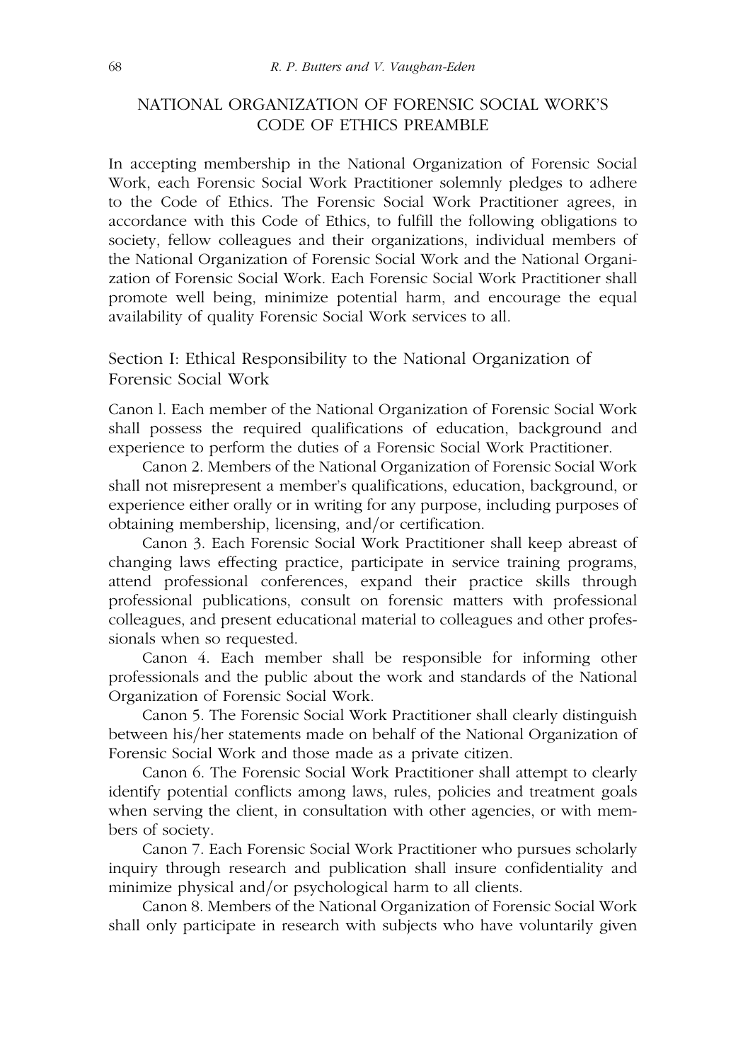## NATIONAL ORGANIZATION OF FORENSIC SOCIAL WORK'S CODE OF ETHICS PREAMBLE

In accepting membership in the National Organization of Forensic Social Work, each Forensic Social Work Practitioner solemnly pledges to adhere to the Code of Ethics. The Forensic Social Work Practitioner agrees, in accordance with this Code of Ethics, to fulfill the following obligations to society, fellow colleagues and their organizations, individual members of the National Organization of Forensic Social Work and the National Organization of Forensic Social Work. Each Forensic Social Work Practitioner shall promote well being, minimize potential harm, and encourage the equal availability of quality Forensic Social Work services to all.

### Section I: Ethical Responsibility to the National Organization of Forensic Social Work

Canon l. Each member of the National Organization of Forensic Social Work shall possess the required qualifications of education, background and experience to perform the duties of a Forensic Social Work Practitioner.

Canon 2. Members of the National Organization of Forensic Social Work shall not misrepresent a member's qualifications, education, background, or experience either orally or in writing for any purpose, including purposes of obtaining membership, licensing, and/or certification.

Canon 3. Each Forensic Social Work Practitioner shall keep abreast of changing laws effecting practice, participate in service training programs, attend professional conferences, expand their practice skills through professional publications, consult on forensic matters with professional colleagues, and present educational material to colleagues and other professionals when so requested.

Canon 4. Each member shall be responsible for informing other professionals and the public about the work and standards of the National Organization of Forensic Social Work.

Canon 5. The Forensic Social Work Practitioner shall clearly distinguish between his/her statements made on behalf of the National Organization of Forensic Social Work and those made as a private citizen.

Canon 6. The Forensic Social Work Practitioner shall attempt to clearly identify potential conflicts among laws, rules, policies and treatment goals when serving the client, in consultation with other agencies, or with members of society.

Canon 7. Each Forensic Social Work Practitioner who pursues scholarly inquiry through research and publication shall insure confidentiality and minimize physical and/or psychological harm to all clients.

Canon 8. Members of the National Organization of Forensic Social Work shall only participate in research with subjects who have voluntarily given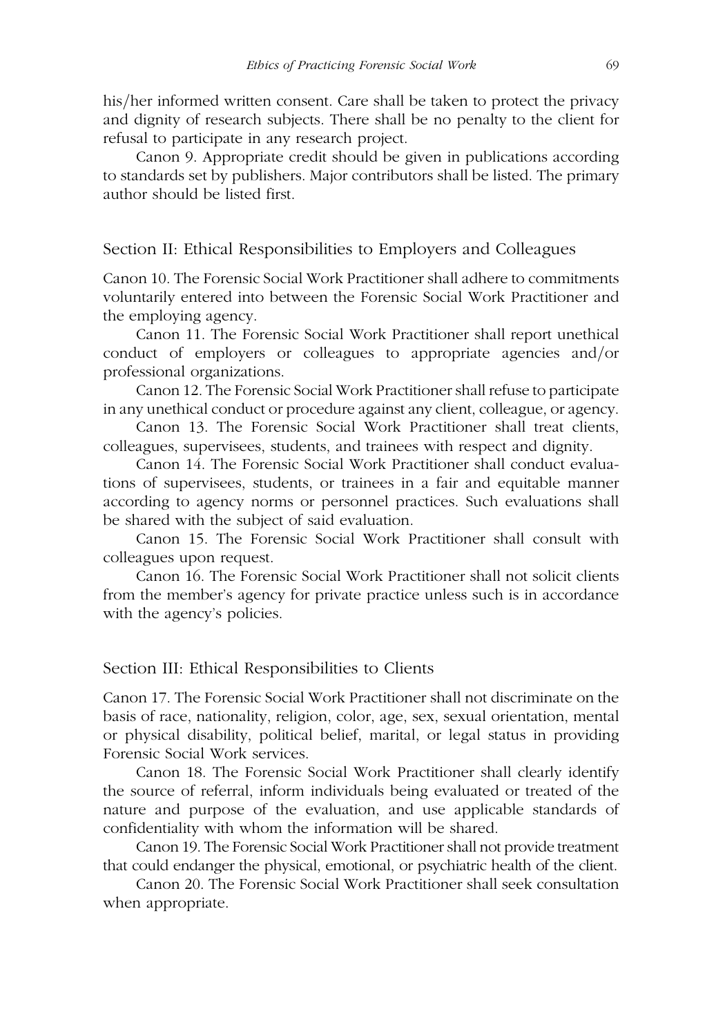his/her informed written consent. Care shall be taken to protect the privacy and dignity of research subjects. There shall be no penalty to the client for refusal to participate in any research project.

Canon 9. Appropriate credit should be given in publications according to standards set by publishers. Major contributors shall be listed. The primary author should be listed first.

## Section II: Ethical Responsibilities to Employers and Colleagues

Canon 10. The Forensic Social Work Practitioner shall adhere to commitments voluntarily entered into between the Forensic Social Work Practitioner and the employing agency.

Canon 11. The Forensic Social Work Practitioner shall report unethical conduct of employers or colleagues to appropriate agencies and/or professional organizations.

Canon 12. The Forensic Social Work Practitioner shall refuse to participate in any unethical conduct or procedure against any client, colleague, or agency.

Canon 13. The Forensic Social Work Practitioner shall treat clients, colleagues, supervisees, students, and trainees with respect and dignity.

Canon 14. The Forensic Social Work Practitioner shall conduct evaluations of supervisees, students, or trainees in a fair and equitable manner according to agency norms or personnel practices. Such evaluations shall be shared with the subject of said evaluation.

Canon 15. The Forensic Social Work Practitioner shall consult with colleagues upon request.

Canon 16. The Forensic Social Work Practitioner shall not solicit clients from the member's agency for private practice unless such is in accordance with the agency's policies.

## Section III: Ethical Responsibilities to Clients

Canon 17. The Forensic Social Work Practitioner shall not discriminate on the basis of race, nationality, religion, color, age, sex, sexual orientation, mental or physical disability, political belief, marital, or legal status in providing Forensic Social Work services.

Canon 18. The Forensic Social Work Practitioner shall clearly identify the source of referral, inform individuals being evaluated or treated of the nature and purpose of the evaluation, and use applicable standards of confidentiality with whom the information will be shared.

Canon 19. The Forensic Social Work Practitioner shall not provide treatment that could endanger the physical, emotional, or psychiatric health of the client.

Canon 20. The Forensic Social Work Practitioner shall seek consultation when appropriate.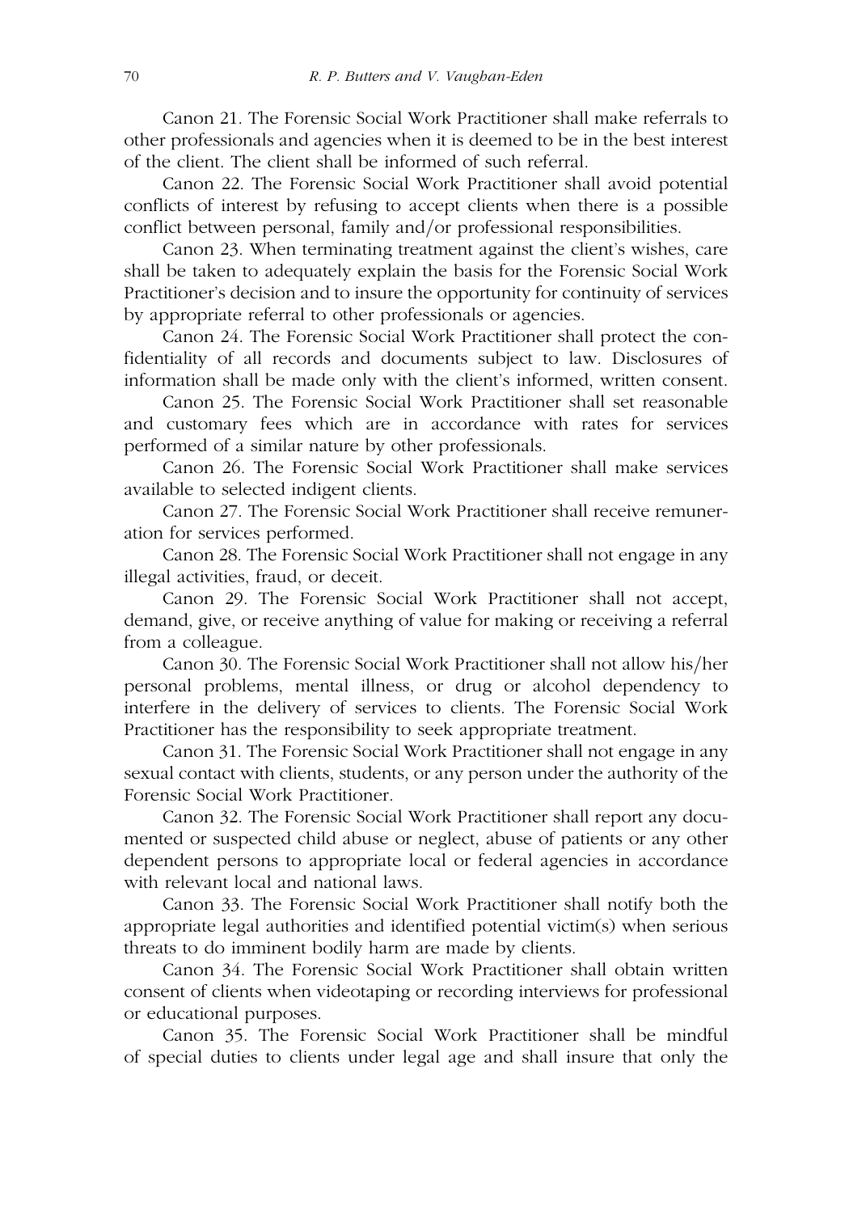Canon 21. The Forensic Social Work Practitioner shall make referrals to other professionals and agencies when it is deemed to be in the best interest of the client. The client shall be informed of such referral.

Canon 22. The Forensic Social Work Practitioner shall avoid potential conflicts of interest by refusing to accept clients when there is a possible conflict between personal, family and/or professional responsibilities.

Canon 23. When terminating treatment against the client's wishes, care shall be taken to adequately explain the basis for the Forensic Social Work Practitioner's decision and to insure the opportunity for continuity of services by appropriate referral to other professionals or agencies.

Canon 24. The Forensic Social Work Practitioner shall protect the confidentiality of all records and documents subject to law. Disclosures of information shall be made only with the client's informed, written consent.

Canon 25. The Forensic Social Work Practitioner shall set reasonable and customary fees which are in accordance with rates for services performed of a similar nature by other professionals.

Canon 26. The Forensic Social Work Practitioner shall make services available to selected indigent clients.

Canon 27. The Forensic Social Work Practitioner shall receive remuneration for services performed.

Canon 28. The Forensic Social Work Practitioner shall not engage in any illegal activities, fraud, or deceit.

Canon 29. The Forensic Social Work Practitioner shall not accept, demand, give, or receive anything of value for making or receiving a referral from a colleague.

Canon 30. The Forensic Social Work Practitioner shall not allow his/her personal problems, mental illness, or drug or alcohol dependency to interfere in the delivery of services to clients. The Forensic Social Work Practitioner has the responsibility to seek appropriate treatment.

Canon 31. The Forensic Social Work Practitioner shall not engage in any sexual contact with clients, students, or any person under the authority of the Forensic Social Work Practitioner.

Canon 32. The Forensic Social Work Practitioner shall report any documented or suspected child abuse or neglect, abuse of patients or any other dependent persons to appropriate local or federal agencies in accordance with relevant local and national laws.

Canon 33. The Forensic Social Work Practitioner shall notify both the appropriate legal authorities and identified potential victim(s) when serious threats to do imminent bodily harm are made by clients.

Canon 34. The Forensic Social Work Practitioner shall obtain written consent of clients when videotaping or recording interviews for professional or educational purposes.

Canon 35. The Forensic Social Work Practitioner shall be mindful of special duties to clients under legal age and shall insure that only the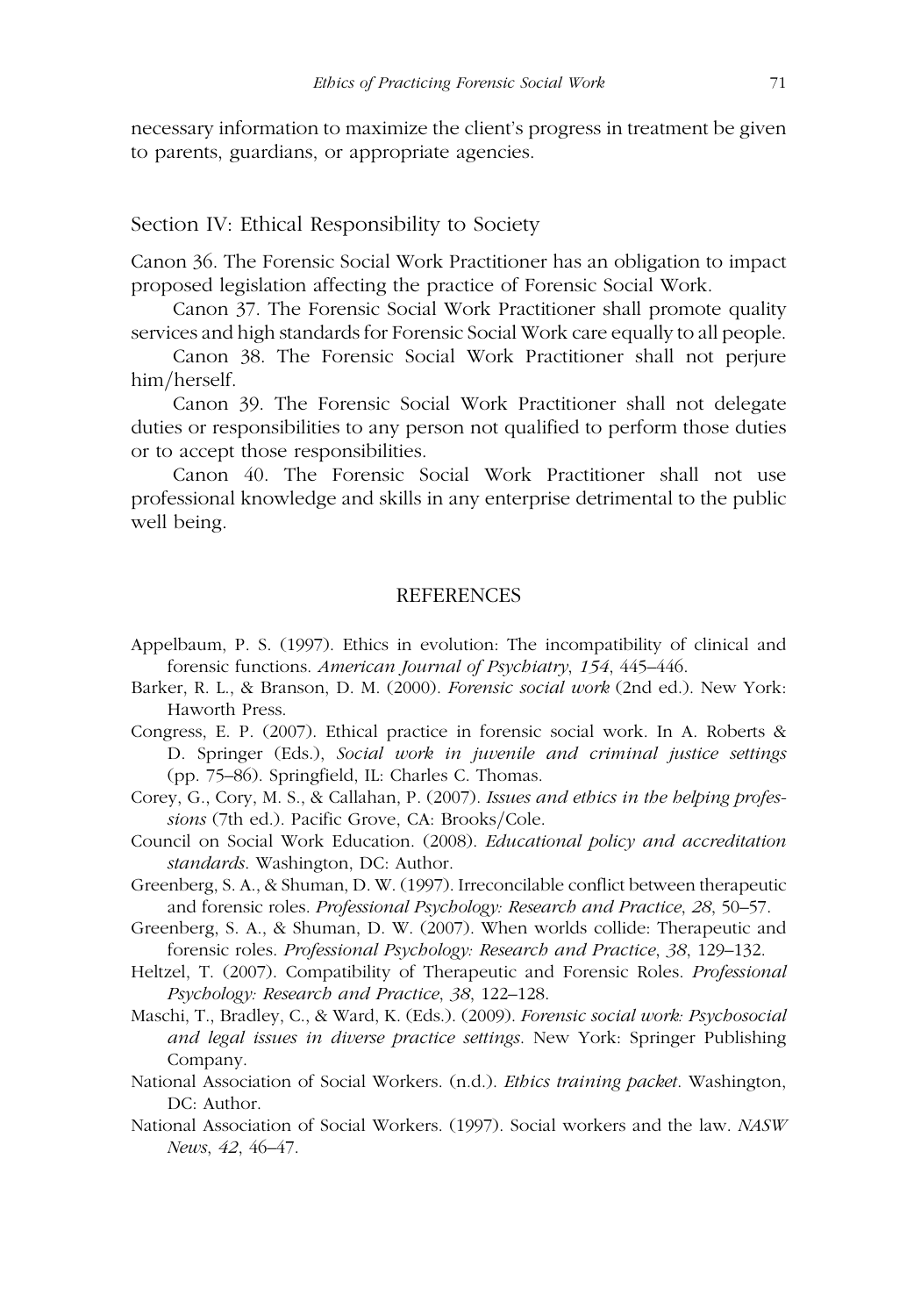necessary information to maximize the client's progress in treatment be given to parents, guardians, or appropriate agencies.

## Section IV: Ethical Responsibility to Society

Canon 36. The Forensic Social Work Practitioner has an obligation to impact proposed legislation affecting the practice of Forensic Social Work.

Canon 37. The Forensic Social Work Practitioner shall promote quality services and high standards for Forensic Social Work care equally to all people.

Canon 38. The Forensic Social Work Practitioner shall not perjure him/herself.

Canon 39. The Forensic Social Work Practitioner shall not delegate duties or responsibilities to any person not qualified to perform those duties or to accept those responsibilities.

Canon 40. The Forensic Social Work Practitioner shall not use professional knowledge and skills in any enterprise detrimental to the public well being.

## REFERENCES

Appelbaum, P. S. (1997). Ethics in evolution: The incompatibility of clinical and forensic functions. *American Journal of Psychiatry*, *154*, 445–446.

Barker, R. L., & Branson, D. M. (2000). *Forensic social work* (2nd ed.). New York: Haworth Press.

Congress, E. P. (2007). Ethical practice in forensic social work. In A. Roberts & D. Springer (Eds.), *Social work in juvenile and criminal justice settings* (pp. 75–86). Springfield, IL: Charles C. Thomas.

Corey, G., Cory, M. S., & Callahan, P. (2007). *Issues and ethics in the helping professions* (7th ed.). Pacific Grove, CA: Brooks/Cole.

Council on Social Work Education. (2008). *Educational policy and accreditation standards*. Washington, DC: Author.

Greenberg, S. A., & Shuman, D. W. (1997). Irreconcilable conflict between therapeutic and forensic roles. *Professional Psychology: Research and Practice*, *28*, 50–57.

Greenberg, S. A., & Shuman, D. W. (2007). When worlds collide: Therapeutic and forensic roles. *Professional Psychology: Research and Practice*, *38*, 129–132.

Heltzel, T. (2007). Compatibility of Therapeutic and Forensic Roles. *Professional Psychology: Research and Practice*, *38*, 122–128.

Maschi, T., Bradley, C., & Ward, K. (Eds.). (2009). *Forensic social work: Psychosocial and legal issues in diverse practice settings*. New York: Springer Publishing Company.

National Association of Social Workers. (n.d.). *Ethics training packet*. Washington, DC: Author.

National Association of Social Workers. (1997). Social workers and the law. *NASW News*, *42*, 46–47.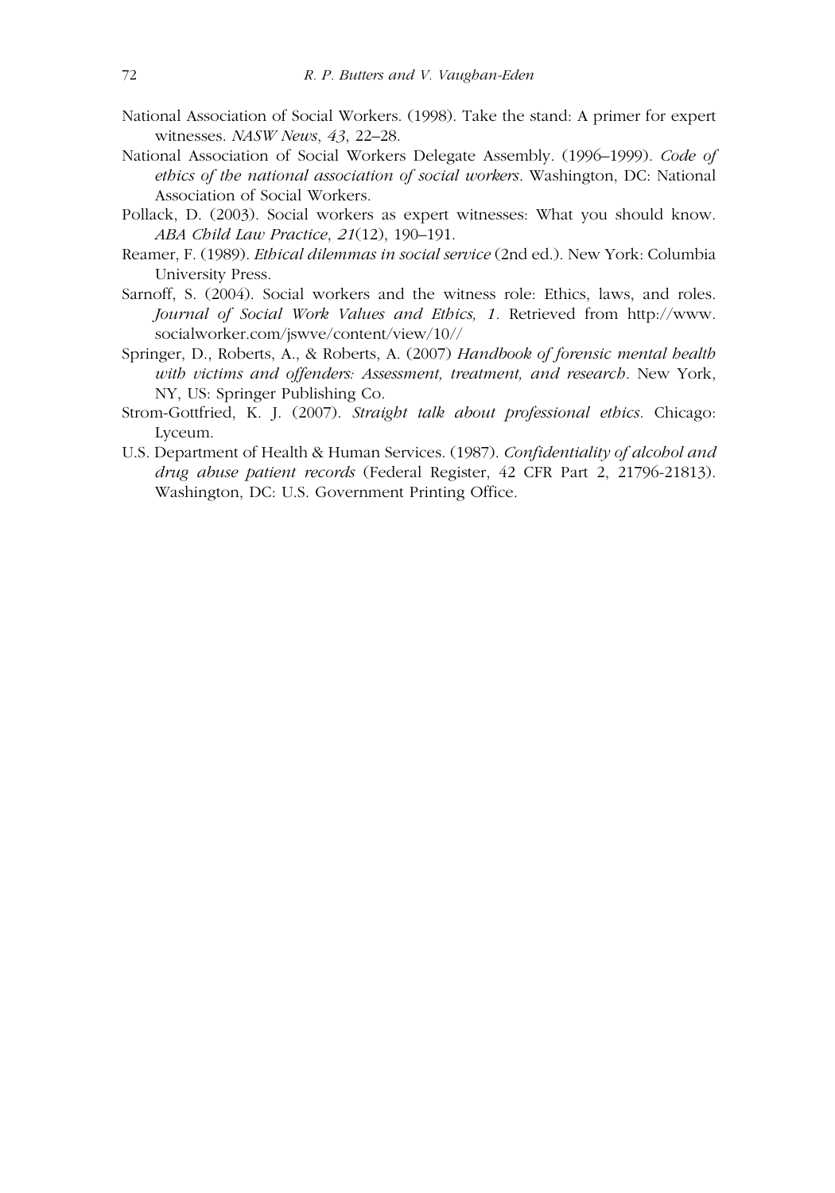National Association of Social Workers. (1998). Take the stand: A primer for expert witnesses. *NASW News*, *43*, 22–28.

National Association of Social Workers Delegate Assembly. (1996–1999). *Code of ethics of the national association of social workers*. Washington, DC: National Association of Social Workers.

Pollack, D. (2003). Social workers as expert witnesses: What you should know. *ABA Child Law Practice*, *21*(12), 190–191.

Reamer, F. (1989). *Ethical dilemmas in social service* (2nd ed.). New York: Columbia University Press.

Sarnoff, S. (2004). Social workers and the witness role: Ethics, laws, and roles. *Journal of Social Work Values and Ethics, 1*. Retrieved from http://www.socialworker.com/jswve/content/view/10//

Springer, D., Roberts, A., & Roberts, A. (2007) *Handbook of forensic mental health with victims and offenders: Assessment, treatment, and research*. New York, NY, US: Springer Publishing Co.

Strom-Gottfried, K. J. (2007). *Straight talk about professional ethics*. Chicago: Lyceum.

U.S. Department of Health & Human Services. (1987). *Confidentiality of alcohol and drug abuse patient records* (Federal Register, 42 CFR Part 2, 21796-21813). Washington, DC: U.S. Government Printing Office.